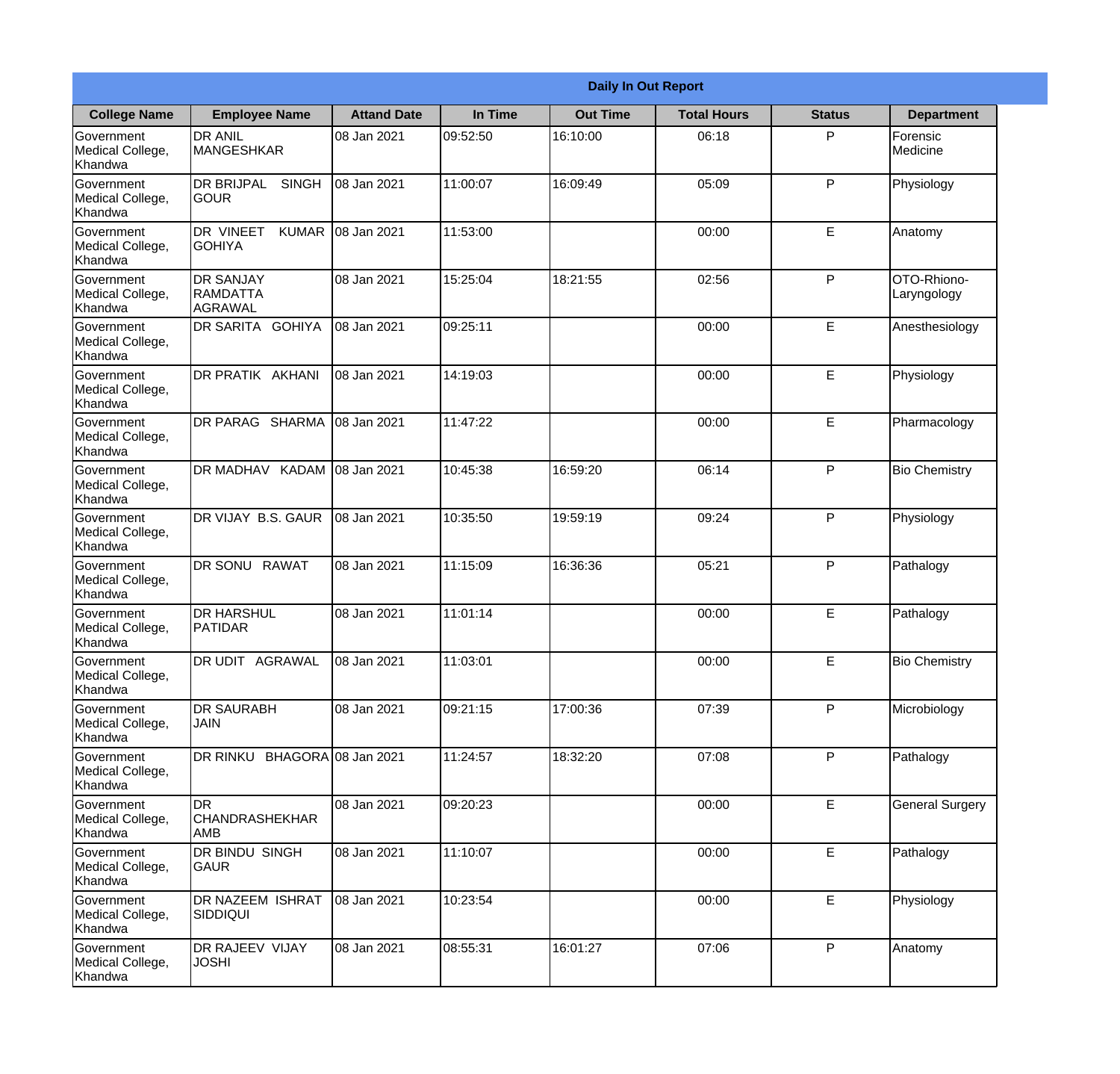## Daily In Out Report

| College Name | Employee Name | Attand Date | In Time | Out Time | Total Hours | Status | Department |
|---|---|---|---|---|---|---|---|
| Government Medical College, Khandwa | DR ANIL MANGESHKAR | 08 Jan 2021 | 09:52:50 | 16:10:00 | 06:18 | P | Forensic Medicine |
| Government Medical College, Khandwa | DR BRIJPAL SINGH GOUR | 08 Jan 2021 | 11:00:07 | 16:09:49 | 05:09 | P | Physiology |
| Government Medical College, Khandwa | DR VINEET KUMAR GOHIYA | 08 Jan 2021 | 11:53:00 | | 00:00 | E | Anatomy |
| Government Medical College, Khandwa | DR SANJAY RAMDATTA AGRAWAL | 08 Jan 2021 | 15:25:04 | 18:21:55 | 02:56 | P | OTO-Rhiono-Laryngology |
| Government Medical College, Khandwa | DR SARITA GOHIYA | 08 Jan 2021 | 09:25:11 | | 00:00 | E | Anesthesiology |
| Government Medical College, Khandwa | DR PRATIK AKHANI | 08 Jan 2021 | 14:19:03 | | 00:00 | E | Physiology |
| Government Medical College, Khandwa | DR PARAG SHARMA | 08 Jan 2021 | 11:47:22 | | 00:00 | E | Pharmacology |
| Government Medical College, Khandwa | DR MADHAV KADAM | 08 Jan 2021 | 10:45:38 | 16:59:20 | 06:14 | P | Bio Chemistry |
| Government Medical College, Khandwa | DR VIJAY B.S. GAUR | 08 Jan 2021 | 10:35:50 | 19:59:19 | 09:24 | P | Physiology |
| Government Medical College, Khandwa | DR SONU RAWAT | 08 Jan 2021 | 11:15:09 | 16:36:36 | 05:21 | P | Pathalogy |
| Government Medical College, Khandwa | DR HARSHUL PATIDAR | 08 Jan 2021 | 11:01:14 | | 00:00 | E | Pathalogy |
| Government Medical College, Khandwa | DR UDIT AGRAWAL | 08 Jan 2021 | 11:03:01 | | 00:00 | E | Bio Chemistry |
| Government Medical College, Khandwa | DR SAURABH JAIN | 08 Jan 2021 | 09:21:15 | 17:00:36 | 07:39 | P | Microbiology |
| Government Medical College, Khandwa | DR RINKU BHAGORA | 08 Jan 2021 | 11:24:57 | 18:32:20 | 07:08 | P | Pathalogy |
| Government Medical College, Khandwa | DR CHANDRASHEKHAR AMB | 08 Jan 2021 | 09:20:23 | | 00:00 | E | General Surgery |
| Government Medical College, Khandwa | DR BINDU SINGH GAUR | 08 Jan 2021 | 11:10:07 | | 00:00 | E | Pathalogy |
| Government Medical College, Khandwa | DR NAZEEM ISHRAT SIDDIQUI | 08 Jan 2021 | 10:23:54 | | 00:00 | E | Physiology |
| Government Medical College, Khandwa | DR RAJEEV VIJAY JOSHI | 08 Jan 2021 | 08:55:31 | 16:01:27 | 07:06 | P | Anatomy |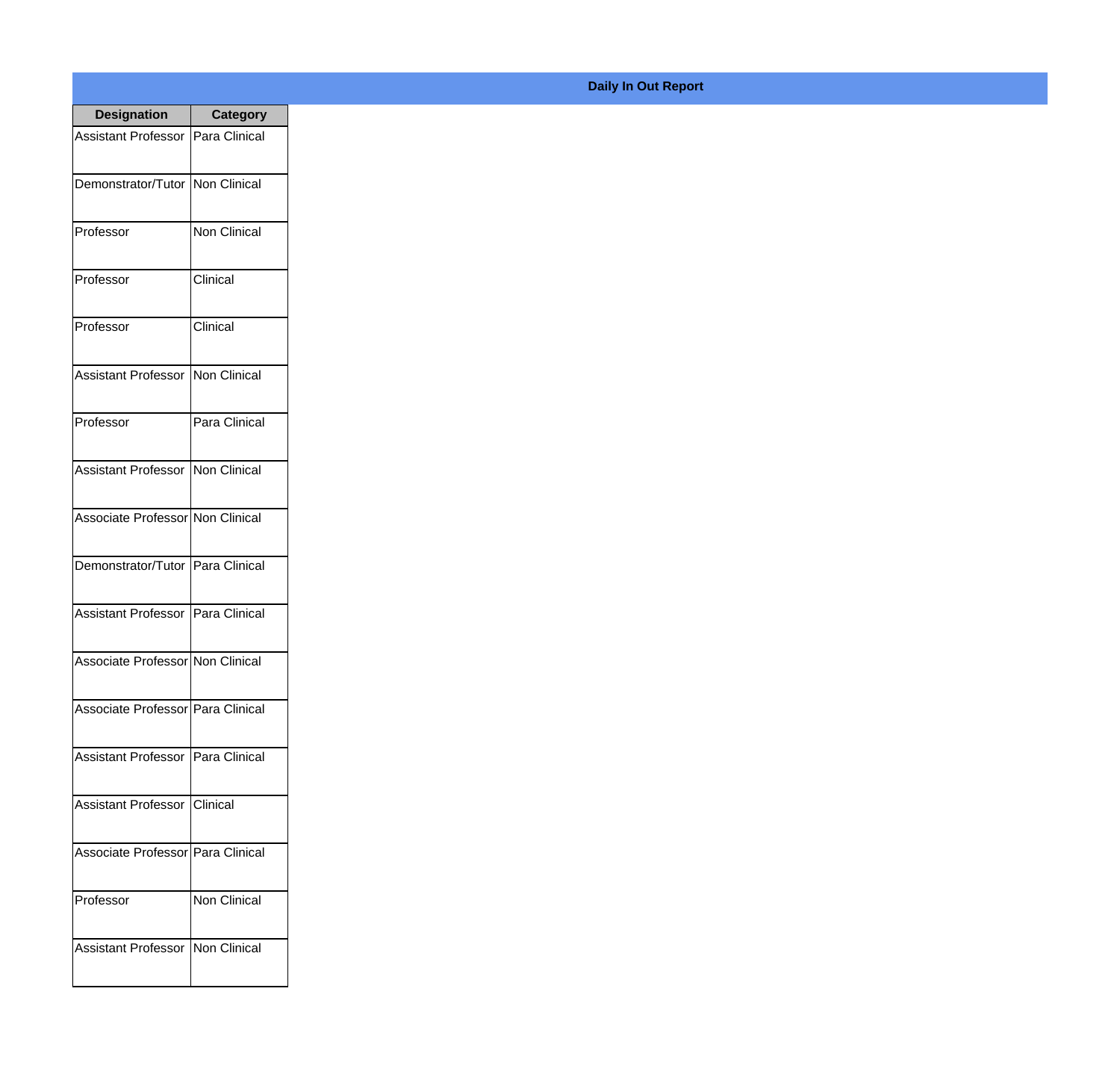## Daily In Out Report

| Designation | Category |
|---|---|
| Assistant Professor | Para Clinical |
| Demonstrator/Tutor | Non Clinical |
| Professor | Non Clinical |
| Professor | Clinical |
| Professor | Clinical |
| Assistant Professor | Non Clinical |
| Professor | Para Clinical |
| Assistant Professor | Non Clinical |
| Associate Professor | Non Clinical |
| Demonstrator/Tutor | Para Clinical |
| Assistant Professor | Para Clinical |
| Associate Professor | Non Clinical |
| Associate Professor | Para Clinical |
| Assistant Professor | Para Clinical |
| Assistant Professor | Clinical |
| Associate Professor | Para Clinical |
| Professor | Non Clinical |
| Assistant Professor | Non Clinical |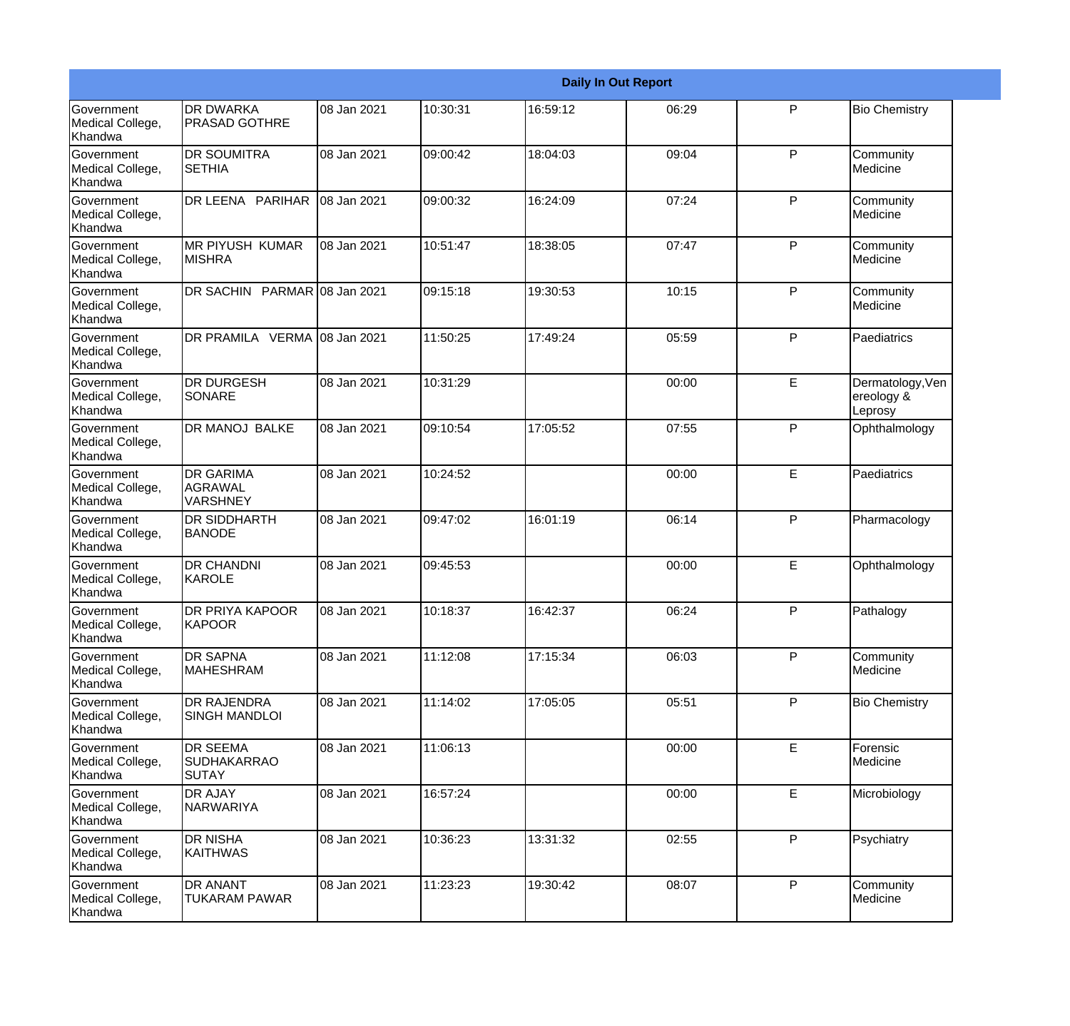| Daily In Out Report | | | | | | | |
|---|---|---|---|---|---|---|---|
| Government Medical College, Khandwa | DR DWARKA PRASAD GOTHRE | 08 Jan 2021 | 10:30:31 | 16:59:12 | 06:29 | P | Bio Chemistry |
| Government Medical College, Khandwa | DR SOUMITRA SETHIA | 08 Jan 2021 | 09:00:42 | 18:04:03 | 09:04 | P | Community Medicine |
| Government Medical College, Khandwa | DR LEENA PARIHAR | 08 Jan 2021 | 09:00:32 | 16:24:09 | 07:24 | P | Community Medicine |
| Government Medical College, Khandwa | MR PIYUSH KUMAR MISHRA | 08 Jan 2021 | 10:51:47 | 18:38:05 | 07:47 | P | Community Medicine |
| Government Medical College, Khandwa | DR SACHIN PARMAR | 08 Jan 2021 | 09:15:18 | 19:30:53 | 10:15 | P | Community Medicine |
| Government Medical College, Khandwa | DR PRAMILA VERMA | 08 Jan 2021 | 11:50:25 | 17:49:24 | 05:59 | P | Paediatrics |
| Government Medical College, Khandwa | DR DURGESH SONARE | 08 Jan 2021 | 10:31:29 | | 00:00 | E | Dermatology,Venereology & Leprosy |
| Government Medical College, Khandwa | DR MANOJ BALKE | 08 Jan 2021 | 09:10:54 | 17:05:52 | 07:55 | P | Ophthalmology |
| Government Medical College, Khandwa | DR GARIMA AGRAWAL VARSHNEY | 08 Jan 2021 | 10:24:52 | | 00:00 | E | Paediatrics |
| Government Medical College, Khandwa | DR SIDDHARTH BANODE | 08 Jan 2021 | 09:47:02 | 16:01:19 | 06:14 | P | Pharmacology |
| Government Medical College, Khandwa | DR CHANDNI KAROLE | 08 Jan 2021 | 09:45:53 | | 00:00 | E | Ophthalmology |
| Government Medical College, Khandwa | DR PRIYA KAPOOR KAPOOR | 08 Jan 2021 | 10:18:37 | 16:42:37 | 06:24 | P | Pathalogy |
| Government Medical College, Khandwa | DR SAPNA MAHESHRAM | 08 Jan 2021 | 11:12:08 | 17:15:34 | 06:03 | P | Community Medicine |
| Government Medical College, Khandwa | DR RAJENDRA SINGH MANDLOI | 08 Jan 2021 | 11:14:02 | 17:05:05 | 05:51 | P | Bio Chemistry |
| Government Medical College, Khandwa | DR SEEMA SUDHAKARRAO SUTAY | 08 Jan 2021 | 11:06:13 | | 00:00 | E | Forensic Medicine |
| Government Medical College, Khandwa | DR AJAY NARWARIYA | 08 Jan 2021 | 16:57:24 | | 00:00 | E | Microbiology |
| Government Medical College, Khandwa | DR NISHA KAITHWAS | 08 Jan 2021 | 10:36:23 | 13:31:32 | 02:55 | P | Psychiatry |
| Government Medical College, Khandwa | DR ANANT TUKARAM PAWAR | 08 Jan 2021 | 11:23:23 | 19:30:42 | 08:07 | P | Community Medicine |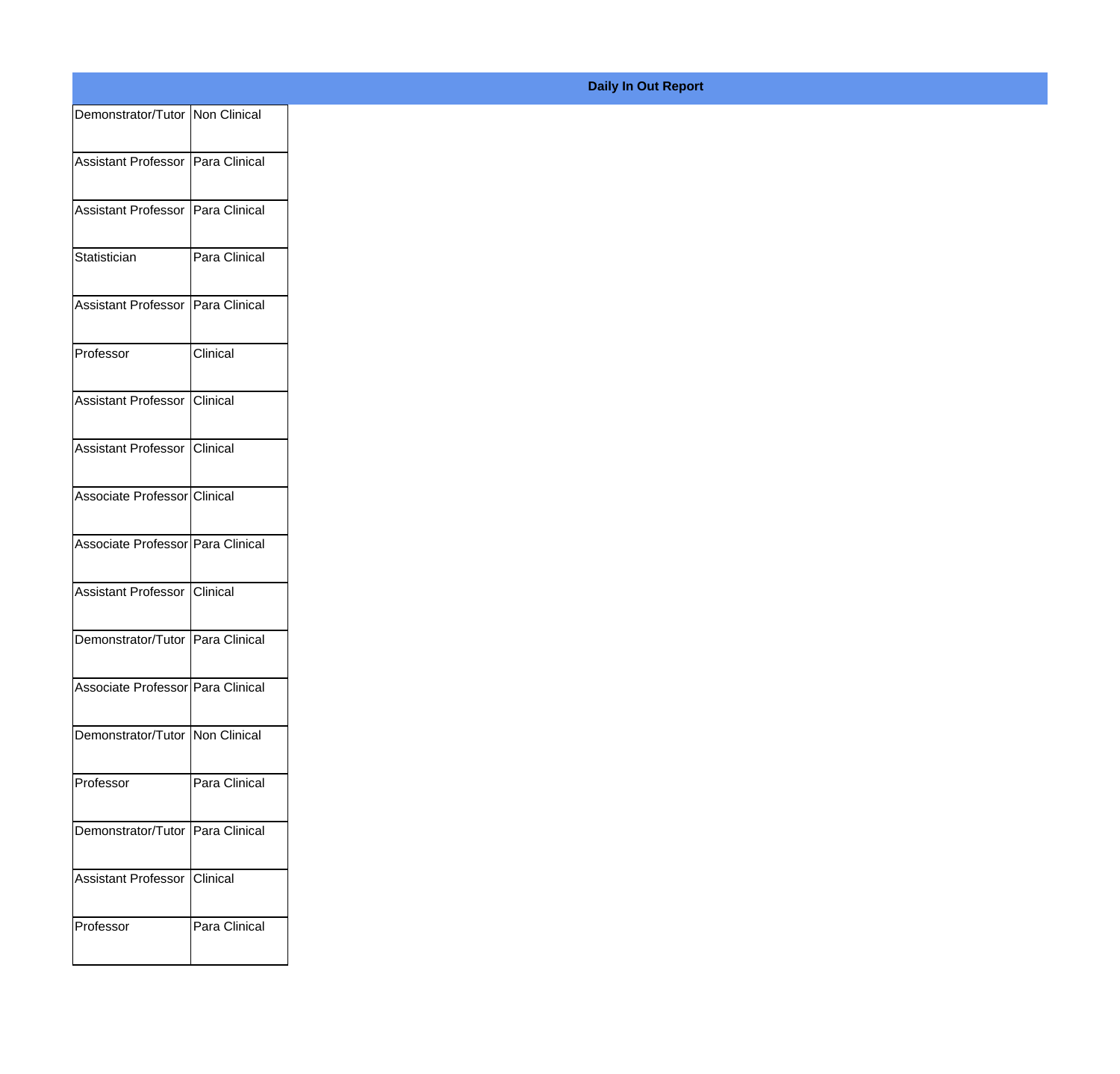**Daily In Out Report**

| | |
|---|---|
| Demonstrator/Tutor | Non Clinical |
| Assistant Professor | Para Clinical |
| Assistant Professor | Para Clinical |
| Statistician | Para Clinical |
| Assistant Professor | Para Clinical |
| Professor | Clinical |
| Assistant Professor | Clinical |
| Assistant Professor | Clinical |
| Associate Professor | Clinical |
| Associate Professor | Para Clinical |
| Assistant Professor | Clinical |
| Demonstrator/Tutor | Para Clinical |
| Associate Professor | Para Clinical |
| Demonstrator/Tutor | Non Clinical |
| Professor | Para Clinical |
| Demonstrator/Tutor | Para Clinical |
| Assistant Professor | Clinical |
| Professor | Para Clinical |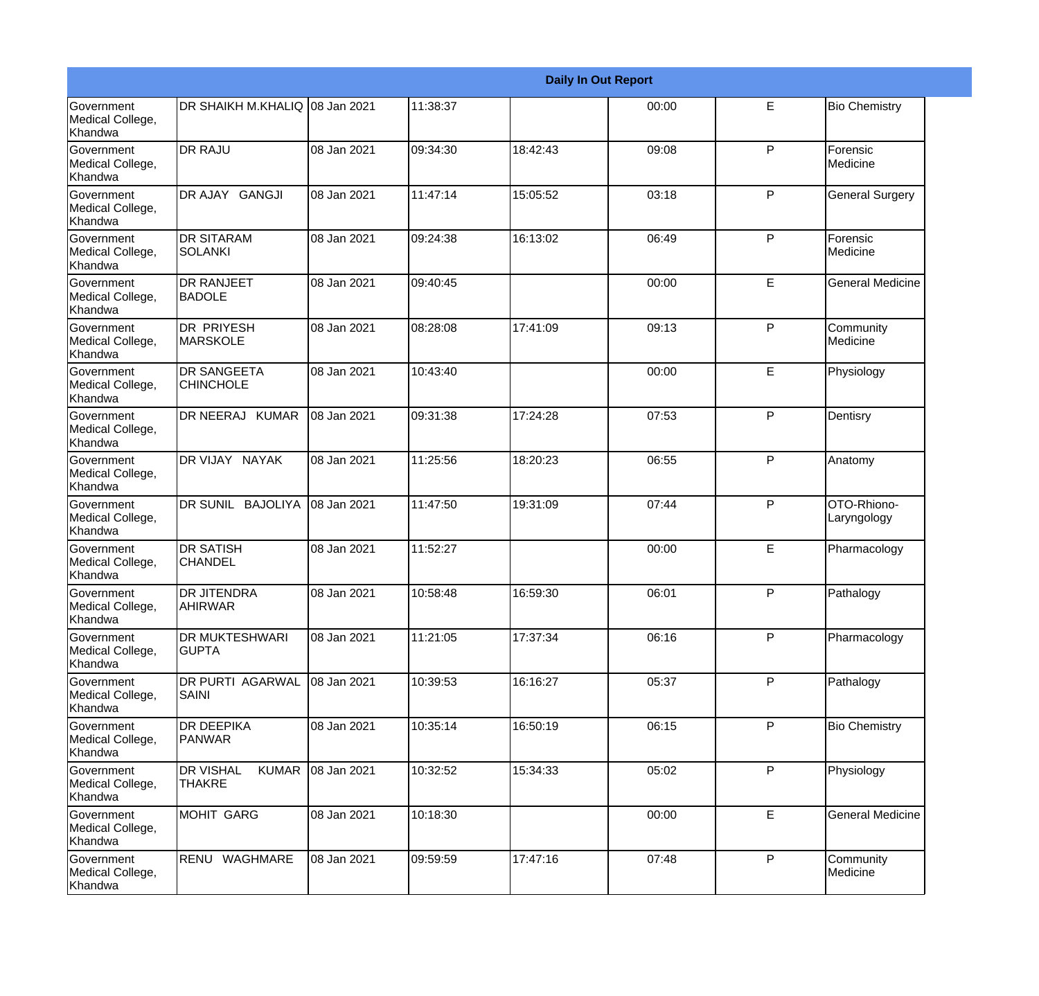| Daily In Out Report | | | | | | | |
|---|---|---|---|---|---|---|---|
| Government Medical College, Khandwa | DR SHAIKH M.KHALIQ | 08 Jan 2021 | 11:38:37 | | 00:00 | E | Bio Chemistry |
| Government Medical College, Khandwa | DR RAJU | 08 Jan 2021 | 09:34:30 | 18:42:43 | 09:08 | P | Forensic Medicine |
| Government Medical College, Khandwa | DR AJAY GANGJI | 08 Jan 2021 | 11:47:14 | 15:05:52 | 03:18 | P | General Surgery |
| Government Medical College, Khandwa | DR SITARAM SOLANKI | 08 Jan 2021 | 09:24:38 | 16:13:02 | 06:49 | P | Forensic Medicine |
| Government Medical College, Khandwa | DR RANJEET BADOLE | 08 Jan 2021 | 09:40:45 | | 00:00 | E | General Medicine |
| Government Medical College, Khandwa | DR PRIYESH MARSKOLE | 08 Jan 2021 | 08:28:08 | 17:41:09 | 09:13 | P | Community Medicine |
| Government Medical College, Khandwa | DR SANGEETA CHINCHOLE | 08 Jan 2021 | 10:43:40 | | 00:00 | E | Physiology |
| Government Medical College, Khandwa | DR NEERAJ KUMAR | 08 Jan 2021 | 09:31:38 | 17:24:28 | 07:53 | P | Dentisry |
| Government Medical College, Khandwa | DR VIJAY NAYAK | 08 Jan 2021 | 11:25:56 | 18:20:23 | 06:55 | P | Anatomy |
| Government Medical College, Khandwa | DR SUNIL BAJOLIYA | 08 Jan 2021 | 11:47:50 | 19:31:09 | 07:44 | P | OTO-Rhiono-Laryngology |
| Government Medical College, Khandwa | DR SATISH CHANDEL | 08 Jan 2021 | 11:52:27 | | 00:00 | E | Pharmacology |
| Government Medical College, Khandwa | DR JITENDRA AHIRWAR | 08 Jan 2021 | 10:58:48 | 16:59:30 | 06:01 | P | Pathalogy |
| Government Medical College, Khandwa | DR MUKTESHWARI GUPTA | 08 Jan 2021 | 11:21:05 | 17:37:34 | 06:16 | P | Pharmacology |
| Government Medical College, Khandwa | DR PURTI AGARWAL SAINI | 08 Jan 2021 | 10:39:53 | 16:16:27 | 05:37 | P | Pathalogy |
| Government Medical College, Khandwa | DR DEEPIKA PANWAR | 08 Jan 2021 | 10:35:14 | 16:50:19 | 06:15 | P | Bio Chemistry |
| Government Medical College, Khandwa | DR VISHAL KUMAR THAKRE | 08 Jan 2021 | 10:32:52 | 15:34:33 | 05:02 | P | Physiology |
| Government Medical College, Khandwa | MOHIT GARG | 08 Jan 2021 | 10:18:30 | | 00:00 | E | General Medicine |
| Government Medical College, Khandwa | RENU WAGHMARE | 08 Jan 2021 | 09:59:59 | 17:47:16 | 07:48 | P | Community Medicine |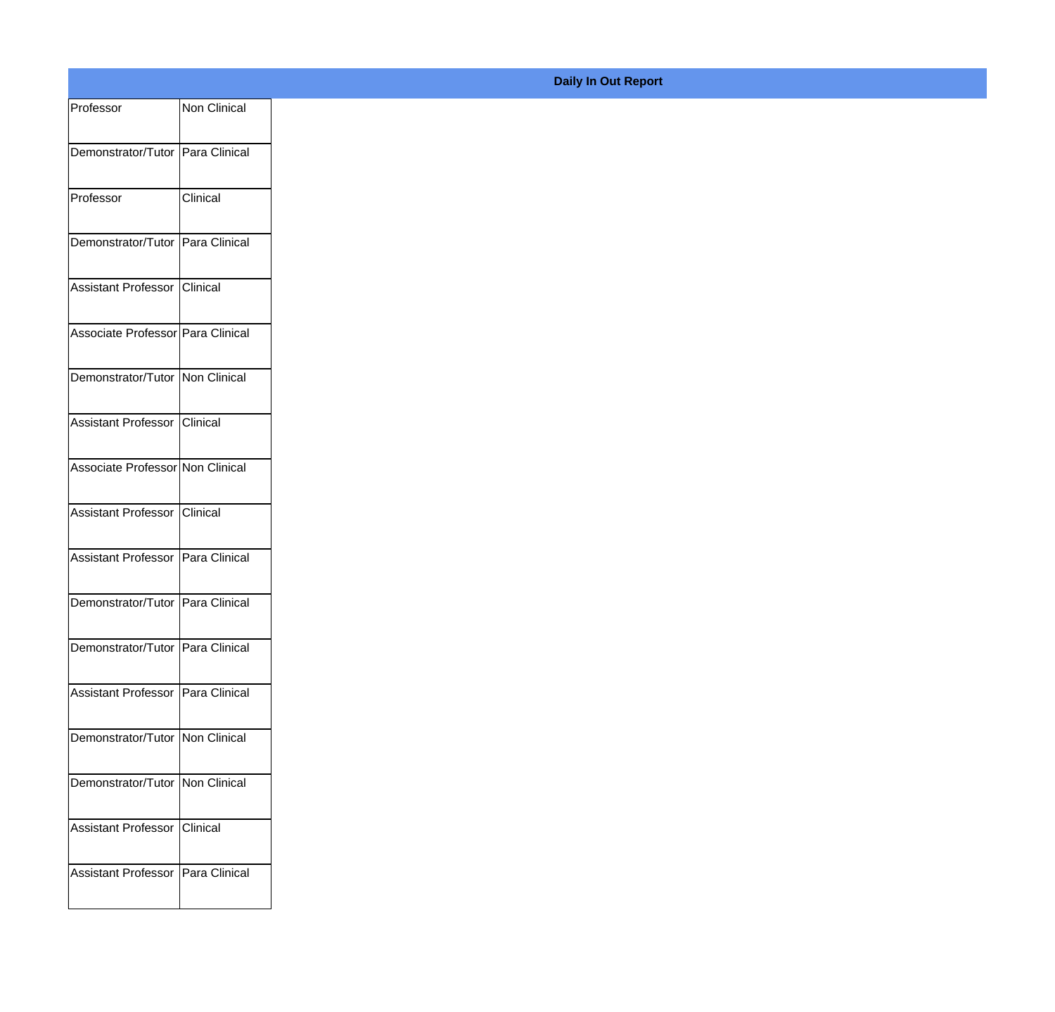**Daily In Out Report**

| | |
|---|---|
| Professor | Non Clinical |
| Demonstrator/Tutor | Para Clinical |
| Professor | Clinical |
| Demonstrator/Tutor | Para Clinical |
| Assistant Professor | Clinical |
| Associate Professor | Para Clinical |
| Demonstrator/Tutor | Non Clinical |
| Assistant Professor | Clinical |
| Associate Professor | Non Clinical |
| Assistant Professor | Clinical |
| Assistant Professor | Para Clinical |
| Demonstrator/Tutor | Para Clinical |
| Demonstrator/Tutor | Para Clinical |
| Assistant Professor | Para Clinical |
| Demonstrator/Tutor | Non Clinical |
| Demonstrator/Tutor | Non Clinical |
| Assistant Professor | Clinical |
| Assistant Professor | Para Clinical |